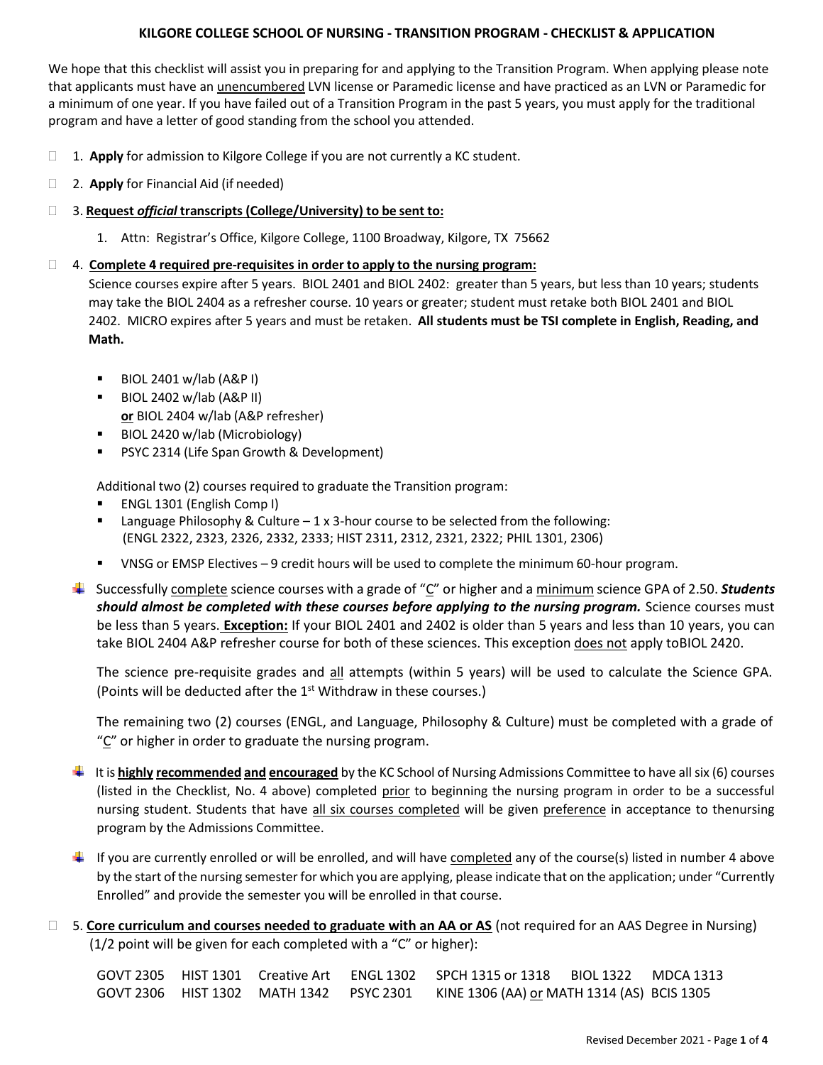# KILGORE COLLEGE SCHOOL OF NURSING - TRANSITION PROGRAM - CHECKLIST & APPLICATION

We hope that this checklist will assist you in preparing for and applying to the Transition Program. When applying please note that applicants must have an unencumbered LVN license or Paramedic license and have practiced as an LVN or Paramedic for a minimum of one year. If you have failed out of a Transition Program in the past 5 years, you must apply for the traditional program and have a letter of good standing from the school you attended.

- ☐ 1. **Apply** for admission to Kilgore College if you are not currently a KC student.
- ☐ 2. **Apply** for Financial Aid (if needed)
- ☐ 3. **Request *official* transcripts (College/University) to be sent to:**
    1. Attn: Registrar's Office, Kilgore College, 1100 Broadway, Kilgore, TX 75662
- ☐ 4. **Complete 4 required pre-requisites in order to apply to the nursing program:**

  Science courses expire after 5 years. BIOL 2401 and BIOL 2402: greater than 5 years, but less than 10 years; students may take the BIOL 2404 as a refresher course. 10 years or greater; student must retake both BIOL 2401 and BIOL 2402. MICRO expires after 5 years and must be retaken. **All students must be TSI complete in English, Reading, and Math.**

  - BIOL 2401 w/lab (A&P I)
  - BIOL 2402 w/lab (A&P II)
    **or** BIOL 2404 w/lab (A&P refresher)
  - BIOL 2420 w/lab (Microbiology)
  - PSYC 2314 (Life Span Growth & Development)

  Additional two (2) courses required to graduate the Transition program:

  - ENGL 1301 (English Comp I)
  - Language Philosophy & Culture – 1 x 3-hour course to be selected from the following: (ENGL 2322, 2323, 2326, 2332, 2333; HIST 2311, 2312, 2321, 2322; PHIL 1301, 2306)
  - VNSG or EMSP Electives – 9 credit hours will be used to complete the minimum 60-hour program.

  - Successfully complete science courses with a grade of "C" or higher and a minimum science GPA of 2.50. ***Students should almost be completed with these courses before applying to the nursing program.*** Science courses must be less than 5 years. **Exception:** If your BIOL 2401 and 2402 is older than 5 years and less than 10 years, you can take BIOL 2404 A&P refresher course for both of these sciences. This exception does not apply toBIOL 2420.

    The science pre-requisite grades and all attempts (within 5 years) will be used to calculate the Science GPA. (Points will be deducted after the 1st Withdraw in these courses.)

    The remaining two (2) courses (ENGL, and Language, Philosophy & Culture) must be completed with a grade of "C" or higher in order to graduate the nursing program.

  - It is **highly recommended and encouraged** by the KC School of Nursing Admissions Committee to have all six (6) courses (listed in the Checklist, No. 4 above) completed prior to beginning the nursing program in order to be a successful nursing student. Students that have all six courses completed will be given preference in acceptance to thenursing program by the Admissions Committee.

  - If you are currently enrolled or will be enrolled, and will have completed any of the course(s) listed in number 4 above by the start of the nursing semester for which you are applying, please indicate that on the application; under "Currently Enrolled" and provide the semester you will be enrolled in that course.

- ☐ 5. **Core curriculum and courses needed to graduate with an AA or AS** (not required for an AAS Degree in Nursing) (1/2 point will be given for each completed with a "C" or higher):

  GOVT 2305 HIST 1301 Creative Art ENGL 1302 SPCH 1315 or 1318 BIOL 1322 MDCA 1313
  GOVT 2306 HIST 1302 MATH 1342 PSYC 2301 KINE 1306 (AA) or MATH 1314 (AS) BCIS 1305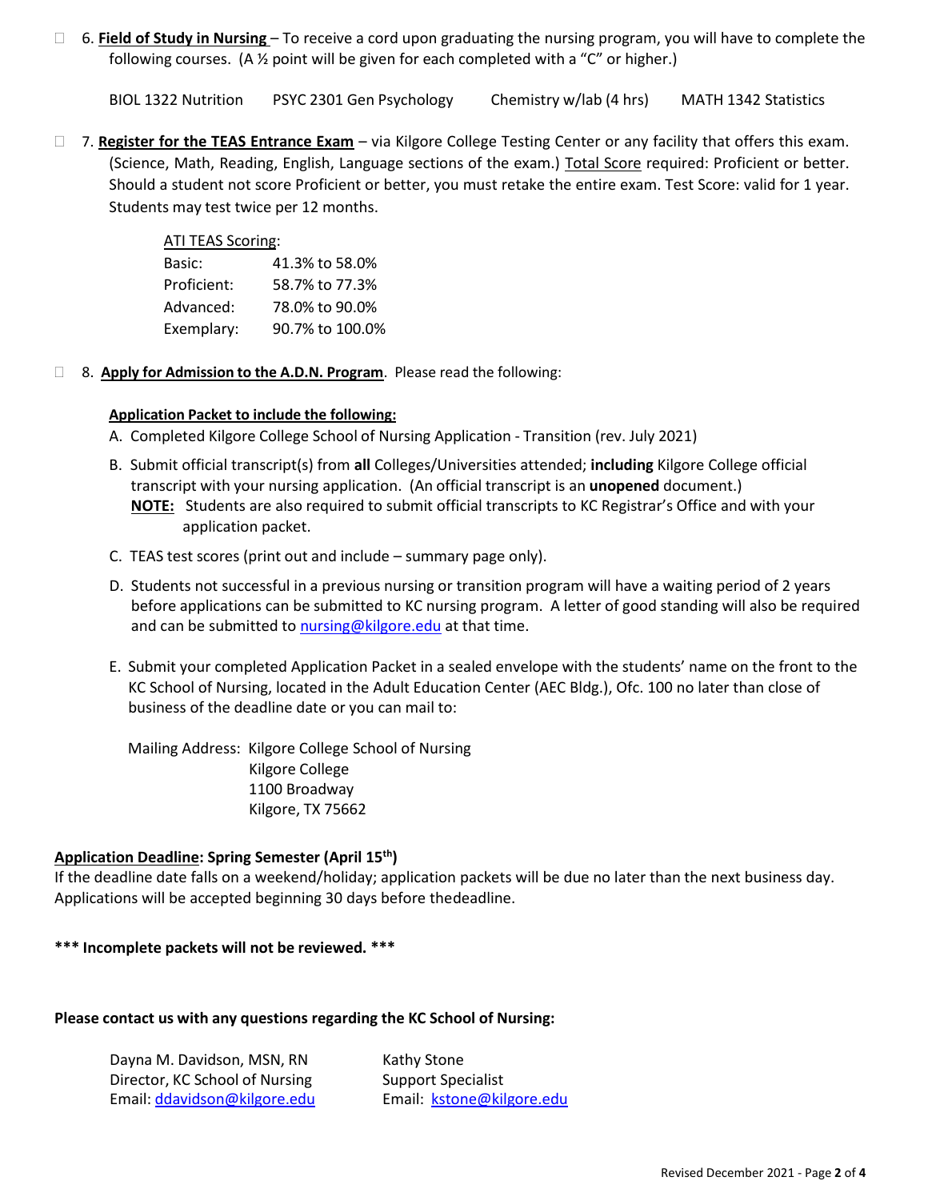- [ ] 6. **Field of Study in Nursing** – To receive a cord upon graduating the nursing program, you will have to complete the following courses. (A ½ point will be given for each completed with a "C" or higher.)

  BIOL 1322 Nutrition     PSYC 2301 Gen Psychology     Chemistry w/lab (4 hrs)     MATH 1342 Statistics

- [ ] 7. **Register for the TEAS Entrance Exam** – via Kilgore College Testing Center or any facility that offers this exam. (Science, Math, Reading, English, Language sections of the exam.) Total Score required: Proficient or better. Should a student not score Proficient or better, you must retake the entire exam. Test Score: valid for 1 year. Students may test twice per 12 months.

  ATI TEAS Scoring:

  | | |
  |---|---|
  | Basic: | 41.3% to 58.0% |
  | Proficient: | 58.7% to 77.3% |
  | Advanced: | 78.0% to 90.0% |
  | Exemplary: | 90.7% to 100.0% |

- [ ] 8. **Apply for Admission to the A.D.N. Program**. Please read the following:

  **Application Packet to include the following:**

  A. Completed Kilgore College School of Nursing Application - Transition (rev. July 2021)

  B. Submit official transcript(s) from **all** Colleges/Universities attended; **including** Kilgore College official transcript with your nursing application. (An official transcript is an **unopened** document.)
  **NOTE:** Students are also required to submit official transcripts to KC Registrar's Office and with your application packet.

  C. TEAS test scores (print out and include – summary page only).

  D. Students not successful in a previous nursing or transition program will have a waiting period of 2 years before applications can be submitted to KC nursing program. A letter of good standing will also be required and can be submitted to nursing@kilgore.edu at that time.

  E. Submit your completed Application Packet in a sealed envelope with the students' name on the front to the KC School of Nursing, located in the Adult Education Center (AEC Bldg.), Ofc. 100 no later than close of business of the deadline date or you can mail to:

  Mailing Address: Kilgore College School of Nursing
  Kilgore College
  1100 Broadway
  Kilgore, TX 75662

**Application Deadline: Spring Semester (April 15th)**

If the deadline date falls on a weekend/holiday; application packets will be due no later than the next business day. Applications will be accepted beginning 30 days before thedeadline.

**\*\*\* Incomplete packets will not be reviewed. \*\*\***

**Please contact us with any questions regarding the KC School of Nursing:**

Dayna M. Davidson, MSN, RN
Director, KC School of Nursing
Email: ddavidson@kilgore.edu

Kathy Stone
Support Specialist
Email: kstone@kilgore.edu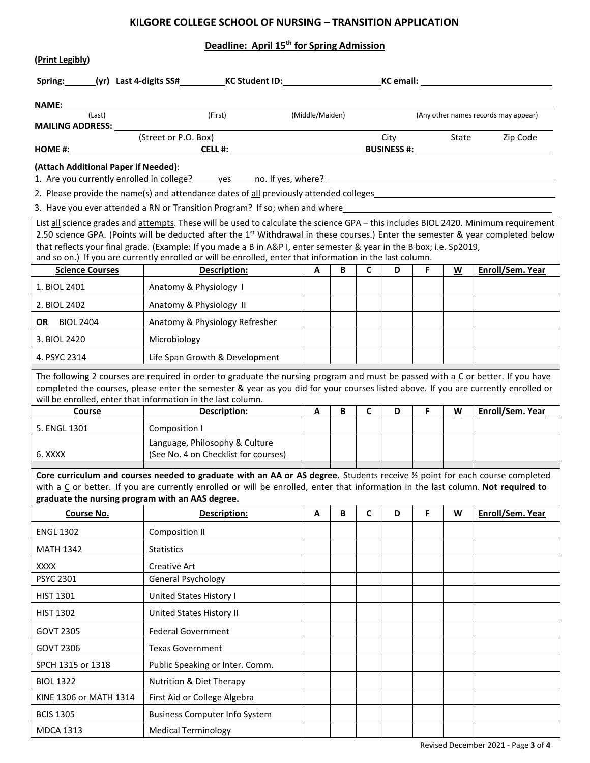# KILGORE COLLEGE SCHOOL OF NURSING – TRANSITION APPLICATION

**Deadline: April 15th for Spring Admission**

**(Print Legibly)**

**Spring:**______**(yr)** **Last 4-digits SS#**_________ **KC Student ID:**____________________ **KC email:**__________________________

**NAME:** ______________________________________________________________________________
(Last) (First) (Middle/Maiden) (Any other names records may appear)

**MAILING ADDRESS:** _____________________________________________________________________
(Street or P.O. Box) City State Zip Code

**HOME #:**________________________ **CELL #:**____________________________ **BUSINESS #:** ________________________

**(Attach Additional Paper if Needed)**:

1. Are you currently enrolled in college?_____yes_____no. If yes, where? ___________________________________________
2. Please provide the name(s) and attendance dates of all previously attended colleges___________________________________
3. Have you ever attended a RN or Transition Program? If so; when and where__________________________________________

List all science grades and attempts. These will be used to calculate the science GPA – this includes BIOL 2420. Minimum requirement 2.50 science GPA. (Points will be deducted after the 1st Withdrawal in these courses.) Enter the semester & year completed below that reflects your final grade. (Example: If you made a B in A&P I, enter semester & year in the B box; i.e. Sp2019, and so on.) If you are currently enrolled or will be enrolled, enter that information in the last column.

| Science Courses | Description: | A | B | C | D | F | W | Enroll/Sem. Year |
|---|---|---|---|---|---|---|---|---|
| 1. BIOL 2401 | Anatomy & Physiology I | | | | | | | |
| 2. BIOL 2402 | Anatomy & Physiology II | | | | | | | |
| **OR** BIOL 2404 | Anatomy & Physiology Refresher | | | | | | | |
| 3. BIOL 2420 | Microbiology | | | | | | | |
| 4. PSYC 2314 | Life Span Growth & Development | | | | | | | |

The following 2 courses are required in order to graduate the nursing program and must be passed with a C or better. If you have completed the courses, please enter the semester & year as you did for your courses listed above. If you are currently enrolled or will be enrolled, enter that information in the last column.

| Course | Description: | A | B | C | D | F | W | Enroll/Sem. Year |
|---|---|---|---|---|---|---|---|---|
| 5. ENGL 1301 | Composition I | | | | | | | |
| 6. XXXX | Language, Philosophy & Culture (See No. 4 on Checklist for courses) | | | | | | | |

**Core curriculum and courses needed to graduate with an AA or AS degree.** Students receive ½ point for each course completed with a C or better. If you are currently enrolled or will be enrolled, enter that information in the last column. **Not required to graduate the nursing program with an AAS degree.**

| Course No. | Description: | A | B | C | D | F | W | Enroll/Sem. Year |
|---|---|---|---|---|---|---|---|---|
| ENGL 1302 | Composition II | | | | | | | |
| MATH 1342 | Statistics | | | | | | | |
| XXXX | Creative Art | | | | | | | |
| PSYC 2301 | General Psychology | | | | | | | |
| HIST 1301 | United States History I | | | | | | | |
| HIST 1302 | United States History II | | | | | | | |
| GOVT 2305 | Federal Government | | | | | | | |
| GOVT 2306 | Texas Government | | | | | | | |
| SPCH 1315 or 1318 | Public Speaking or Inter. Comm. | | | | | | | |
| BIOL 1322 | Nutrition & Diet Therapy | | | | | | | |
| KINE 1306 or MATH 1314 | First Aid or College Algebra | | | | | | | |
| BCIS 1305 | Business Computer Info System | | | | | | | |
| MDCA 1313 | Medical Terminology | | | | | | | |

Revised December 2021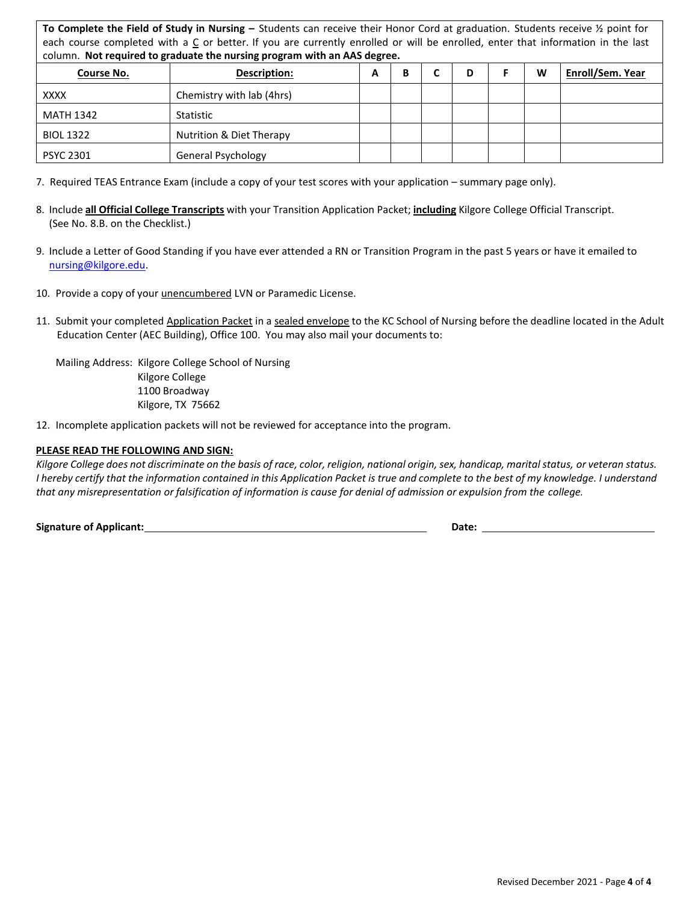| **To Complete the Field of Study in Nursing –** Students can receive their Honor Cord at graduation. Students receive ½ point for each course completed with a C or better. If you are currently enrolled or will be enrolled, enter that information in the last column. **Not required to graduate the nursing program with an AAS degree.** | | | | | | | | |
|---|---|---|---|---|---|---|---|---|
| **Course No.** | **Description:** | **A** | **B** | **C** | **D** | **F** | **W** | **Enroll/Sem. Year** |
| XXXX | Chemistry with lab (4hrs) | | | | | | | |
| MATH 1342 | Statistic | | | | | | | |
| BIOL 1322 | Nutrition & Diet Therapy | | | | | | | |
| PSYC 2301 | General Psychology | | | | | | | |

7. Required TEAS Entrance Exam (include a copy of your test scores with your application – summary page only).

8. Include **all Official College Transcripts** with your Transition Application Packet; **including** Kilgore College Official Transcript. (See No. 8.B. on the Checklist.)

9. Include a Letter of Good Standing if you have ever attended a RN or Transition Program in the past 5 years or have it emailed to nursing@kilgore.edu.

10. Provide a copy of your unencumbered LVN or Paramedic License.

11. Submit your completed Application Packet in a sealed envelope to the KC School of Nursing before the deadline located in the Adult Education Center (AEC Building), Office 100. You may also mail your documents to:

    Mailing Address: Kilgore College School of Nursing
    Kilgore College
    1100 Broadway
    Kilgore, TX 75662

12. Incomplete application packets will not be reviewed for acceptance into the program.

**PLEASE READ THE FOLLOWING AND SIGN:**

*Kilgore College does not discriminate on the basis of race, color, religion, national origin, sex, handicap, marital status, or veteran status. I hereby certify that the information contained in this Application Packet is true and complete to the best of my knowledge. I understand that any misrepresentation or falsification of information is cause for denial of admission or expulsion from the college.*

**Signature of Applicant:** ______________________________ **Date:** ____________________

Revised December 2021